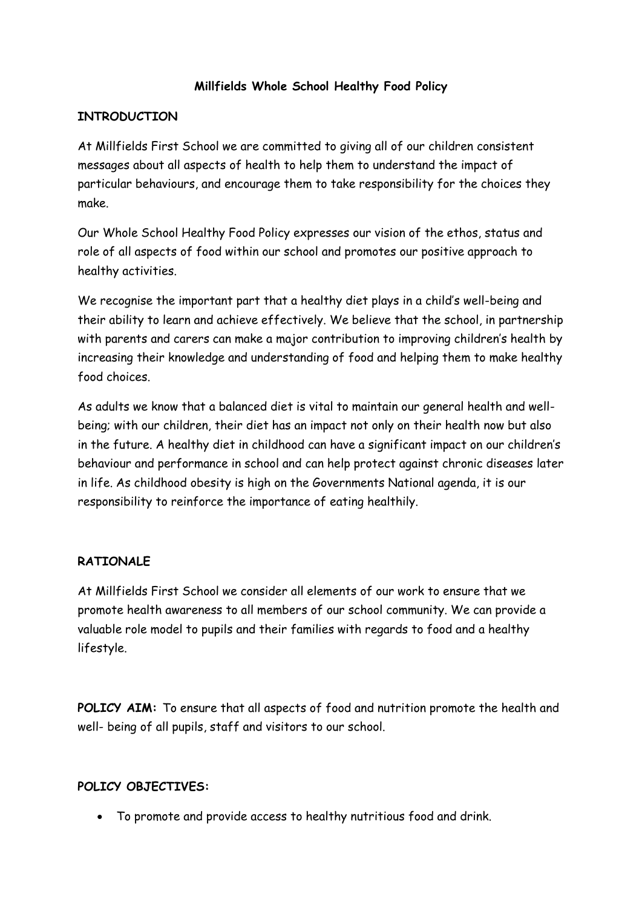# Millfields Whole School Healthy Food Policy

## INTRODUCTION

At Millfields First School we are committed to giving all of our children consistent messages about all aspects of health to help them to understand the impact of particular behaviours, and encourage them to take responsibility for the choices they make.

Our Whole School Healthy Food Policy expresses our vision of the ethos, status and role of all aspects of food within our school and promotes our positive approach to healthy activities.

We recognise the important part that a healthy diet plays in a child's well-being and their ability to learn and achieve effectively. We believe that the school, in partnership with parents and carers can make a major contribution to improving children's health by increasing their knowledge and understanding of food and helping them to make healthy food choices.

As adults we know that a balanced diet is vital to maintain our general health and well-being; with our children, their diet has an impact not only on their health now but also in the future. A healthy diet in childhood can have a significant impact on our children's behaviour and performance in school and can help protect against chronic diseases later in life. As childhood obesity is high on the Governments National agenda, it is our responsibility to reinforce the importance of eating healthily.

## RATIONALE

At Millfields First School we consider all elements of our work to ensure that we promote health awareness to all members of our school community. We can provide a valuable role model to pupils and their families with regards to food and a healthy lifestyle.

**POLICY AIM:** To ensure that all aspects of food and nutrition promote the health and well- being of all pupils, staff and visitors to our school.

**POLICY OBJECTIVES:**

- To promote and provide access to healthy nutritious food and drink.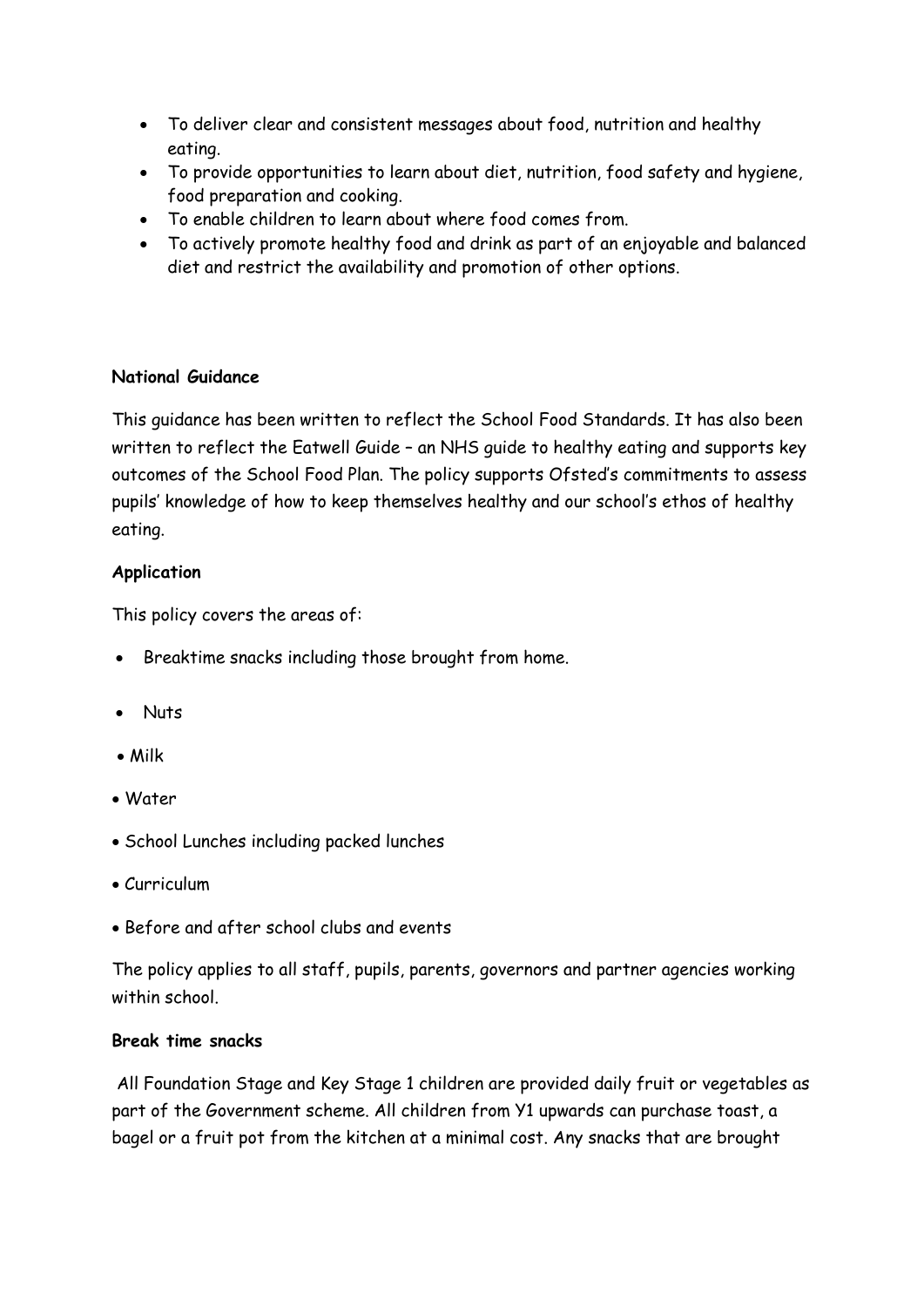- To deliver clear and consistent messages about food, nutrition and healthy eating.
- To provide opportunities to learn about diet, nutrition, food safety and hygiene, food preparation and cooking.
- To enable children to learn about where food comes from.
- To actively promote healthy food and drink as part of an enjoyable and balanced diet and restrict the availability and promotion of other options.

**National Guidance**

This guidance has been written to reflect the School Food Standards. It has also been written to reflect the Eatwell Guide – an NHS guide to healthy eating and supports key outcomes of the School Food Plan. The policy supports Ofsted's commitments to assess pupils' knowledge of how to keep themselves healthy and our school's ethos of healthy eating.

**Application**

This policy covers the areas of:

- Breaktime snacks including those brought from home.
- Nuts
- Milk
- Water
- School Lunches including packed lunches
- Curriculum
- Before and after school clubs and events

The policy applies to all staff, pupils, parents, governors and partner agencies working within school.

**Break time snacks**

All Foundation Stage and Key Stage 1 children are provided daily fruit or vegetables as part of the Government scheme. All children from Y1 upwards can purchase toast, a bagel or a fruit pot from the kitchen at a minimal cost. Any snacks that are brought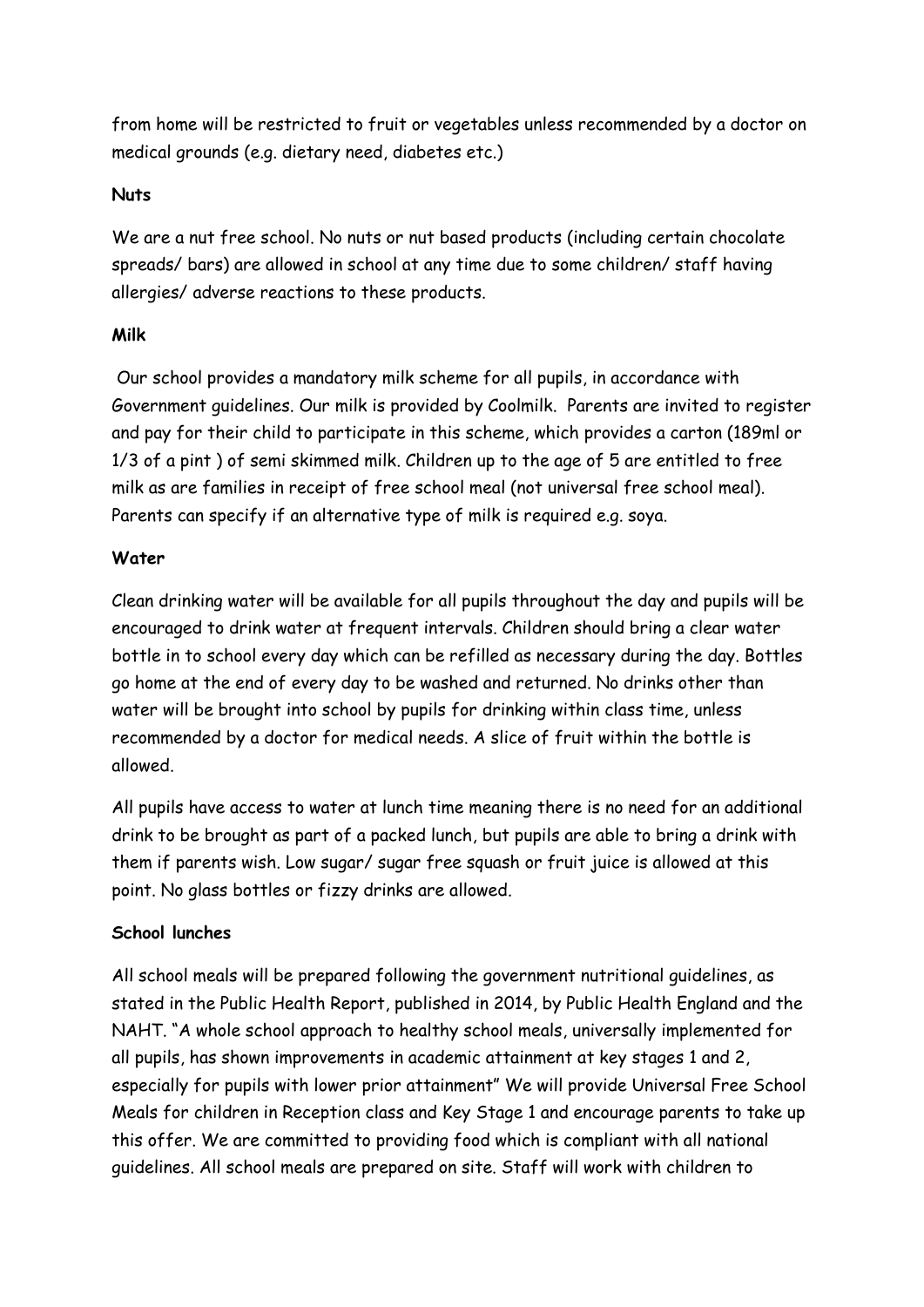from home will be restricted to fruit or vegetables unless recommended by a doctor on medical grounds (e.g. dietary need, diabetes etc.)

**Nuts**

We are a nut free school. No nuts or nut based products (including certain chocolate spreads/ bars) are allowed in school at any time due to some children/ staff having allergies/ adverse reactions to these products.

**Milk**

Our school provides a mandatory milk scheme for all pupils, in accordance with Government guidelines. Our milk is provided by Coolmilk. Parents are invited to register and pay for their child to participate in this scheme, which provides a carton (189ml or 1/3 of a pint ) of semi skimmed milk. Children up to the age of 5 are entitled to free milk as are families in receipt of free school meal (not universal free school meal). Parents can specify if an alternative type of milk is required e.g. soya.

**Water**

Clean drinking water will be available for all pupils throughout the day and pupils will be encouraged to drink water at frequent intervals. Children should bring a clear water bottle in to school every day which can be refilled as necessary during the day. Bottles go home at the end of every day to be washed and returned. No drinks other than water will be brought into school by pupils for drinking within class time, unless recommended by a doctor for medical needs. A slice of fruit within the bottle is allowed.

All pupils have access to water at lunch time meaning there is no need for an additional drink to be brought as part of a packed lunch, but pupils are able to bring a drink with them if parents wish. Low sugar/ sugar free squash or fruit juice is allowed at this point. No glass bottles or fizzy drinks are allowed.

**School lunches**

All school meals will be prepared following the government nutritional guidelines, as stated in the Public Health Report, published in 2014, by Public Health England and the NAHT. "A whole school approach to healthy school meals, universally implemented for all pupils, has shown improvements in academic attainment at key stages 1 and 2, especially for pupils with lower prior attainment" We will provide Universal Free School Meals for children in Reception class and Key Stage 1 and encourage parents to take up this offer. We are committed to providing food which is compliant with all national guidelines. All school meals are prepared on site. Staff will work with children to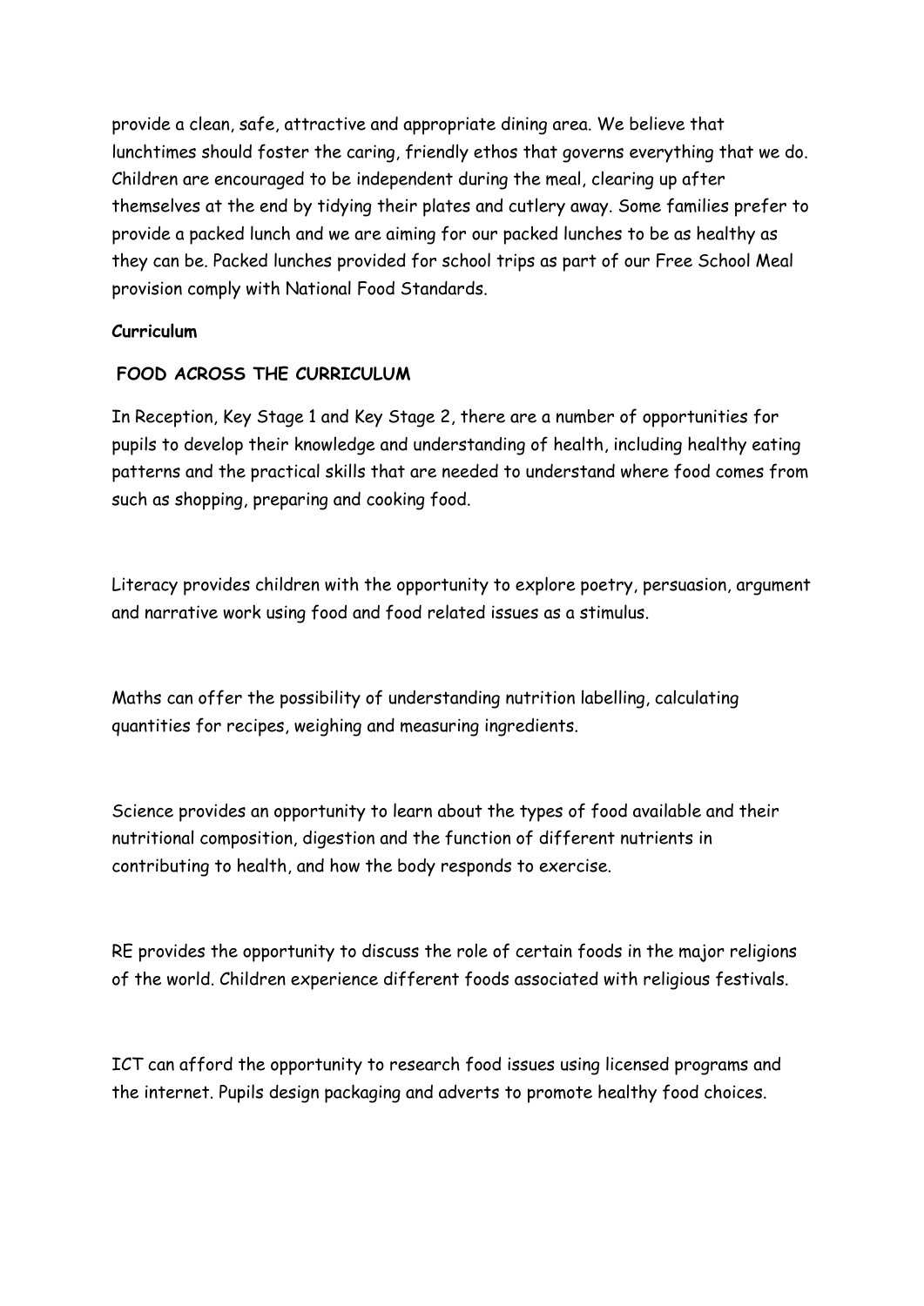provide a clean, safe, attractive and appropriate dining area. We believe that lunchtimes should foster the caring, friendly ethos that governs everything that we do. Children are encouraged to be independent during the meal, clearing up after themselves at the end by tidying their plates and cutlery away. Some families prefer to provide a packed lunch and we are aiming for our packed lunches to be as healthy as they can be. Packed lunches provided for school trips as part of our Free School Meal provision comply with National Food Standards.

**Curriculum**

**FOOD ACROSS THE CURRICULUM**

In Reception, Key Stage 1 and Key Stage 2, there are a number of opportunities for pupils to develop their knowledge and understanding of health, including healthy eating patterns and the practical skills that are needed to understand where food comes from such as shopping, preparing and cooking food.

Literacy provides children with the opportunity to explore poetry, persuasion, argument and narrative work using food and food related issues as a stimulus.

Maths can offer the possibility of understanding nutrition labelling, calculating quantities for recipes, weighing and measuring ingredients.

Science provides an opportunity to learn about the types of food available and their nutritional composition, digestion and the function of different nutrients in contributing to health, and how the body responds to exercise.

RE provides the opportunity to discuss the role of certain foods in the major religions of the world. Children experience different foods associated with religious festivals.

ICT can afford the opportunity to research food issues using licensed programs and the internet. Pupils design packaging and adverts to promote healthy food choices.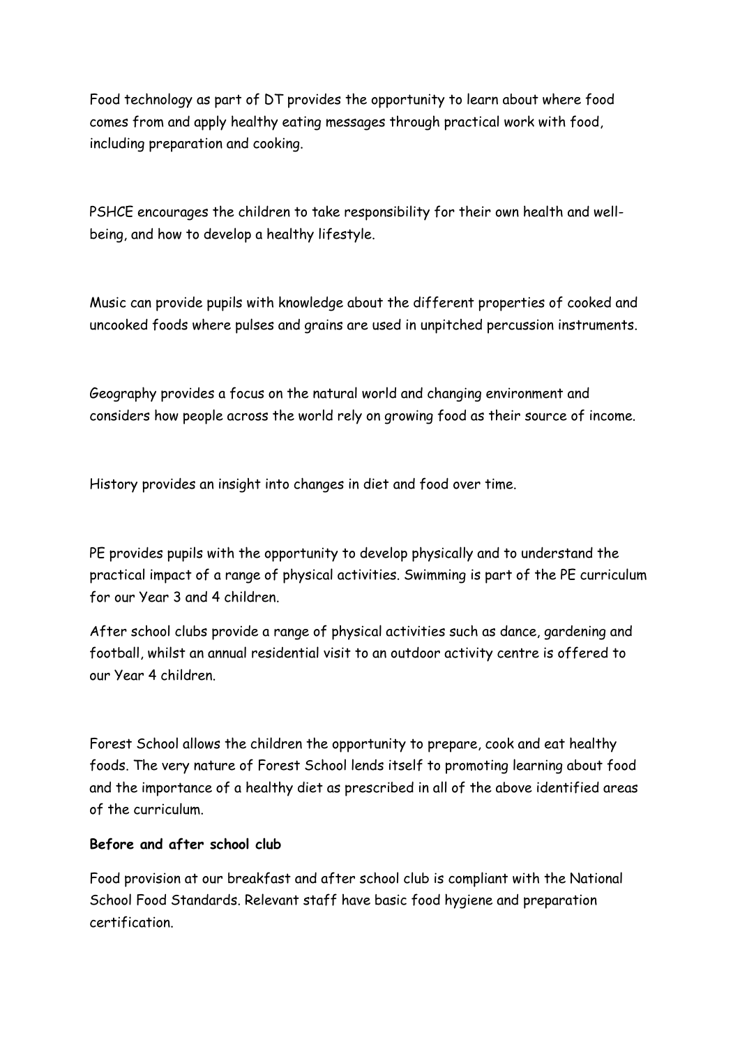Food technology as part of DT provides the opportunity to learn about where food comes from and apply healthy eating messages through practical work with food, including preparation and cooking.

PSHCE encourages the children to take responsibility for their own health and well-being, and how to develop a healthy lifestyle.

Music can provide pupils with knowledge about the different properties of cooked and uncooked foods where pulses and grains are used in unpitched percussion instruments.

Geography provides a focus on the natural world and changing environment and considers how people across the world rely on growing food as their source of income.

History provides an insight into changes in diet and food over time.

PE provides pupils with the opportunity to develop physically and to understand the practical impact of a range of physical activities. Swimming is part of the PE curriculum for our Year 3 and 4 children.

After school clubs provide a range of physical activities such as dance, gardening and football, whilst an annual residential visit to an outdoor activity centre is offered to our Year 4 children.

Forest School allows the children the opportunity to prepare, cook and eat healthy foods. The very nature of Forest School lends itself to promoting learning about food and the importance of a healthy diet as prescribed in all of the above identified areas of the curriculum.

**Before and after school club**

Food provision at our breakfast and after school club is compliant with the National School Food Standards. Relevant staff have basic food hygiene and preparation certification.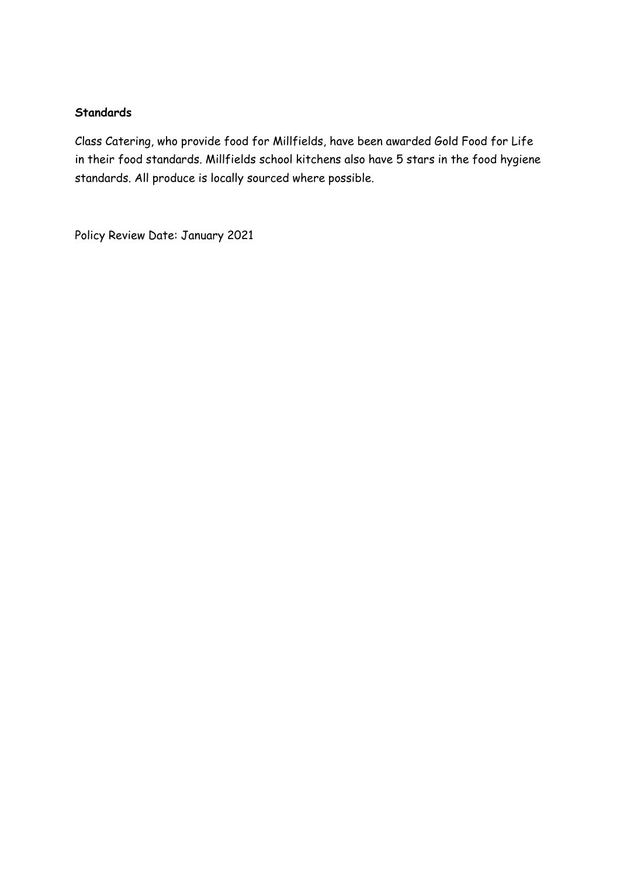**Standards**

Class Catering, who provide food for Millfields, have been awarded Gold Food for Life in their food standards. Millfields school kitchens also have 5 stars in the food hygiene standards. All produce is locally sourced where possible.

Policy Review Date: January 2021